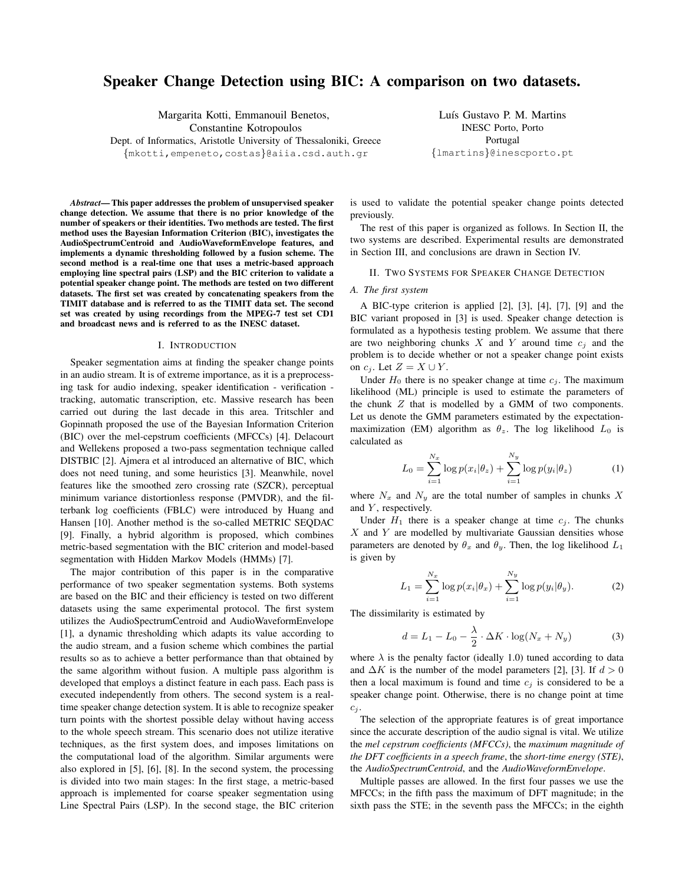# Speaker Change Detection using BIC: A comparison on two datasets.

Margarita Kotti, Emmanouil Benetos, Constantine Kotropoulos
Dept. of Informatics, Aristotle University of Thessaloniki, Greece
{mkotti,empeneto,costas}@aiia.csd.auth.gr

Luís Gustavo P. M. Martins
INESC Porto, Porto
Portugal
{lmartins}@inescporto.pt

***Abstract*— This paper addresses the problem of unsupervised speaker change detection. We assume that there is no prior knowledge of the number of speakers or their identities. Two methods are tested. The first method uses the Bayesian Information Criterion (BIC), investigates the AudioSpectrumCentroid and AudioWaveformEnvelope features, and implements a dynamic thresholding followed by a fusion scheme. The second method is a real-time one that uses a metric-based approach employing line spectral pairs (LSP) and the BIC criterion to validate a potential speaker change point. The methods are tested on two different datasets. The first set was created by concatenating speakers from the TIMIT database and is referred to as the TIMIT data set. The second set was created by using recordings from the MPEG-7 test set CD1 and broadcast news and is referred to as the INESC dataset.**

## I. Introduction

Speaker segmentation aims at finding the speaker change points in an audio stream. It is of extreme importance, as it is a preprocessing task for audio indexing, speaker identification - verification - tracking, automatic transcription, etc. Massive research has been carried out during the last decade in this area. Tritschler and Gopinnath proposed the use of the Bayesian Information Criterion (BIC) over the mel-cepstrum coefficients (MFCCs) [4]. Delacourt and Wellekens proposed a two-pass segmentation technique called DISTBIC [2]. Ajmera et al introduced an alternative of BIC, which does not need tuning, and some heuristics [3]. Meanwhile, novel features like the smoothed zero crossing rate (SZCR), perceptual minimum variance distortionless response (PMVDR), and the filterbank log coefficients (FBLC) were introduced by Huang and Hansen [10]. Another method is the so-called METRIC SEQDAC [9]. Finally, a hybrid algorithm is proposed, which combines metric-based segmentation with the BIC criterion and model-based segmentation with Hidden Markov Models (HMMs) [7].

The major contribution of this paper is in the comparative performance of two speaker segmentation systems. Both systems are based on the BIC and their efficiency is tested on two different datasets using the same experimental protocol. The first system utilizes the AudioSpectrumCentroid and AudioWaveformEnvelope [1], a dynamic thresholding which adapts its value according to the audio stream, and a fusion scheme which combines the partial results so as to achieve a better performance than that obtained by the same algorithm without fusion. A multiple pass algorithm is developed that employs a distinct feature in each pass. Each pass is executed independently from others. The second system is a real-time speaker change detection system. It is able to recognize speaker turn points with the shortest possible delay without having access to the whole speech stream. This scenario does not utilize iterative techniques, as the first system does, and imposes limitations on the computational load of the algorithm. Similar arguments were also explored in [5], [6], [8]. In the second system, the processing is divided into two main stages: In the first stage, a metric-based approach is implemented for coarse speaker segmentation using Line Spectral Pairs (LSP). In the second stage, the BIC criterion is used to validate the potential speaker change points detected previously.

The rest of this paper is organized as follows. In Section II, the two systems are described. Experimental results are demonstrated in Section III, and conclusions are drawn in Section IV.

## II. Two Systems for Speaker Change Detection

### A. The first system

A BIC-type criterion is applied [2], [3], [4], [7], [9] and the BIC variant proposed in [3] is used. Speaker change detection is formulated as a hypothesis testing problem. We assume that there are two neighboring chunks $X$ and $Y$ around time $c_j$ and the problem is to decide whether or not a speaker change point exists on $c_j$. Let $Z = X \cup Y$.

Under $H_0$ there is no speaker change at time $c_j$. The maximum likelihood (ML) principle is used to estimate the parameters of the chunk $Z$ that is modelled by a GMM of two components. Let us denote the GMM parameters estimated by the expectation-maximization (EM) algorithm as $\theta_z$. The log likelihood $L_0$ is calculated as

$$L_0 = \sum_{i=1}^{N_x} \log p(x_i|\theta_z) + \sum_{i=1}^{N_y} \log p(y_i|\theta_z) \tag{1}$$

where $N_x$ and $N_y$ are the total number of samples in chunks $X$ and $Y$, respectively.

Under $H_1$ there is a speaker change at time $c_j$. The chunks $X$ and $Y$ are modelled by multivariate Gaussian densities whose parameters are denoted by $\theta_x$ and $\theta_y$. Then, the log likelihood $L_1$ is given by

$$L_1 = \sum_{i=1}^{N_x} \log p(x_i|\theta_x) + \sum_{i=1}^{N_y} \log p(y_i|\theta_y). \tag{2}$$

The dissimilarity is estimated by

$$d = L_1 - L_0 - \frac{\lambda}{2} \cdot \Delta K \cdot \log(N_x + N_y) \tag{3}$$

where $\lambda$ is the penalty factor (ideally 1.0) tuned according to data and $\Delta K$ is the number of the model parameters [2], [3]. If $d > 0$ then a local maximum is found and time $c_j$ is considered to be a speaker change point. Otherwise, there is no change point at time $c_j$.

The selection of the appropriate features is of great importance since the accurate description of the audio signal is vital. We utilize the *mel cepstrum coefficients (MFCCs)*, the *maximum magnitude of the DFT coefficients in a speech frame*, the *short-time energy (STE)*, the *AudioSpectrumCentroid*, and the *AudioWaveformEnvelope*.

Multiple passes are allowed. In the first four passes we use the MFCCs; in the fifth pass the maximum of DFT magnitude; in the sixth pass the STE; in the seventh pass the MFCCs; in the eighth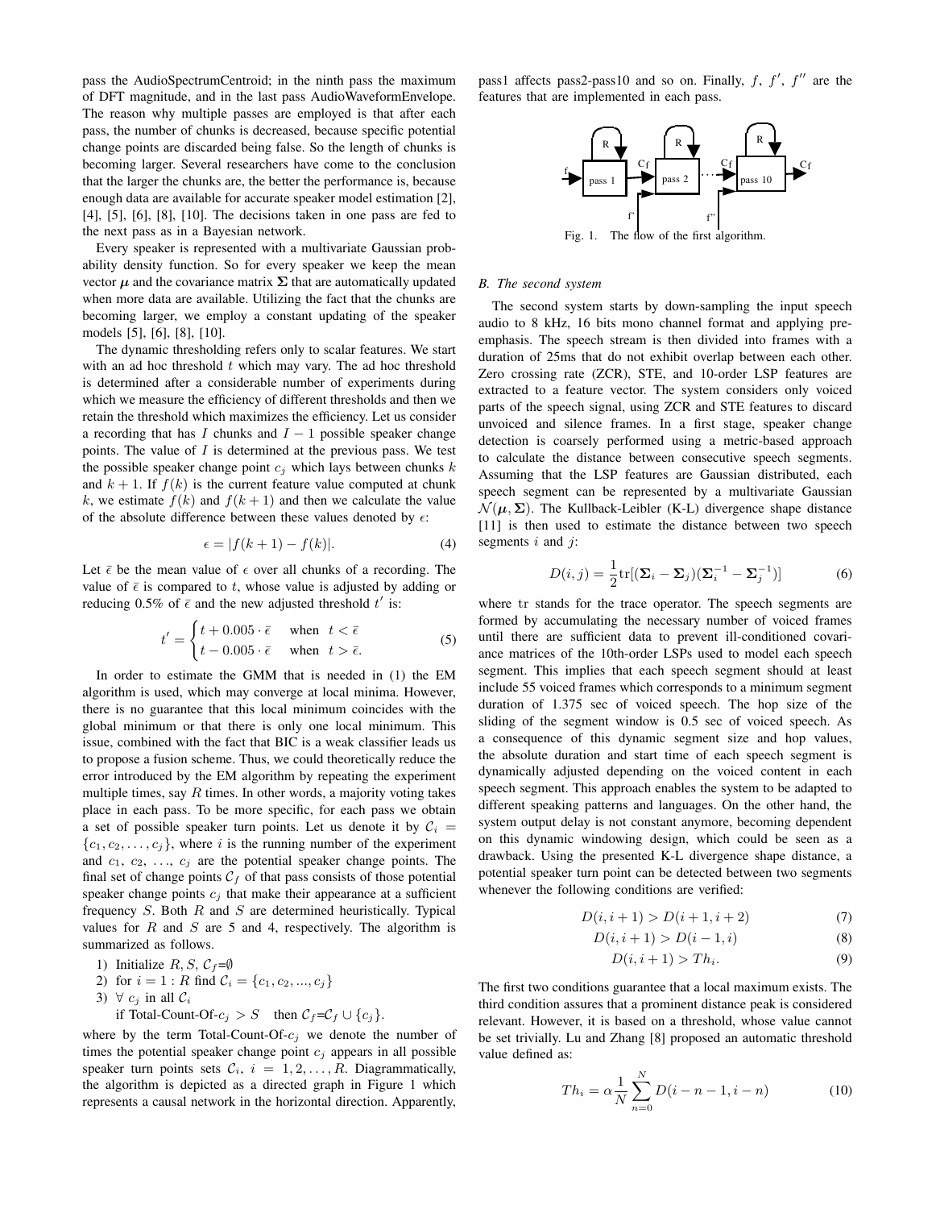pass the AudioSpectrumCentroid; in the ninth pass the maximum of DFT magnitude, and in the last pass AudioWaveformEnvelope. The reason why multiple passes are employed is that after each pass, the number of chunks is decreased, because specific potential change points are discarded being false. So the length of chunks is becoming larger. Several researchers have come to the conclusion that the larger the chunks are, the better the performance is, because enough data are available for accurate speaker model estimation [2], [4], [5], [6], [8], [10]. The decisions taken in one pass are fed to the next pass as in a Bayesian network.

Every speaker is represented with a multivariate Gaussian probability density function. So for every speaker we keep the mean vector $\boldsymbol{\mu}$ and the covariance matrix $\boldsymbol{\Sigma}$ that are automatically updated when more data are available. Utilizing the fact that the chunks are becoming larger, we employ a constant updating of the speaker models [5], [6], [8], [10].

The dynamic thresholding refers only to scalar features. We start with an ad hoc threshold $t$ which may vary. The ad hoc threshold is determined after a considerable number of experiments during which we measure the efficiency of different thresholds and then we retain the threshold which maximizes the efficiency. Let us consider a recording that has $I$ chunks and $I-1$ possible speaker change points. The value of $I$ is determined at the previous pass. We test the possible speaker change point $c_j$ which lays between chunks $k$ and $k+1$. If $f(k)$ is the current feature value computed at chunk $k$, we estimate $f(k)$ and $f(k+1)$ and then we calculate the value of the absolute difference between these values denoted by $\epsilon$:

$$\epsilon = |f(k+1) - f(k)|. \tag{4}$$

Let $\bar{\epsilon}$ be the mean value of $\epsilon$ over all chunks of a recording. The value of $\bar{\epsilon}$ is compared to $t$, whose value is adjusted by adding or reducing 0.5% of $\bar{\epsilon}$ and the new adjusted threshold $t'$ is:

$$t' = \begin{cases} t + 0.005 \cdot \bar{\epsilon} & \text{when } \ t < \bar{\epsilon} \\ t - 0.005 \cdot \bar{\epsilon} & \text{when } \ t > \bar{\epsilon}. \end{cases} \tag{5}$$

In order to estimate the GMM that is needed in (1) the EM algorithm is used, which may converge at local minima. However, there is no guarantee that this local minimum coincides with the global minimum or that there is only one local minimum. This issue, combined with the fact that BIC is a weak classifier leads us to propose a fusion scheme. Thus, we could theoretically reduce the error introduced by the EM algorithm by repeating the experiment multiple times, say $R$ times. In other words, a majority voting takes place in each pass. To be more specific, for each pass we obtain a set of possible speaker turn points. Let us denote it by $\mathcal{C}_i = \{c_1, c_2, \ldots, c_j\}$, where $i$ is the running number of the experiment and $c_1$, $c_2$, $\ldots$, $c_j$ are the potential speaker change points. The final set of change points $\mathcal{C}_f$ of that pass consists of those potential speaker change points $c_j$ that make their appearance at a sufficient frequency $S$. Both $R$ and $S$ are determined heuristically. Typical values for $R$ and $S$ are 5 and 4, respectively. The algorithm is summarized as follows.

1) Initialize $R, S, \mathcal{C}_f$=$\emptyset$
2) for $i = 1 : R$ find $\mathcal{C}_i = \{c_1, c_2, ..., c_j\}$
3) $\forall$ $c_j$ in all $\mathcal{C}_i$
   if Total-Count-Of-$c_j > S$ then $\mathcal{C}_f$=$\mathcal{C}_f \cup \{c_j\}$.

where by the term Total-Count-Of-$c_j$ we denote the number of times the potential speaker change point $c_j$ appears in all possible speaker turn points sets $\mathcal{C}_i$, $i = 1, 2, \ldots, R$. Diagrammatically, the algorithm is depicted as a directed graph in Figure 1 which represents a causal network in the horizontal direction. Apparently, pass1 affects pass2-pass10 and so on. Finally, $f$, $f'$, $f''$ are the features that are implemented in each pass.

Fig. 1. The flow of the first algorithm.

### B. The second system

The second system starts by down-sampling the input speech audio to 8 kHz, 16 bits mono channel format and applying pre-emphasis. The speech stream is then divided into frames with a duration of 25ms that do not exhibit overlap between each other. Zero crossing rate (ZCR), STE, and 10-order LSP features are extracted to a feature vector. The system considers only voiced parts of the speech signal, using ZCR and STE features to discard unvoiced and silence frames. In a first stage, speaker change detection is coarsely performed using a metric-based approach to calculate the distance between consecutive speech segments. Assuming that the LSP features are Gaussian distributed, each speech segment can be represented by a multivariate Gaussian $\mathcal{N}(\boldsymbol{\mu}, \boldsymbol{\Sigma})$. The Kullback-Leibler (K-L) divergence shape distance [11] is then used to estimate the distance between two speech segments $i$ and $j$:

$$D(i,j) = \frac{1}{2}\mathrm{tr}[(\boldsymbol{\Sigma}_i - \boldsymbol{\Sigma}_j)(\boldsymbol{\Sigma}_i^{-1} - \boldsymbol{\Sigma}_j^{-1})] \tag{6}$$

where tr stands for the trace operator. The speech segments are formed by accumulating the necessary number of voiced frames until there are sufficient data to prevent ill-conditioned covariance matrices of the 10th-order LSPs used to model each speech segment. This implies that each speech segment should at least include 55 voiced frames which corresponds to a minimum segment duration of 1.375 sec of voiced speech. The hop size of the sliding of the segment window is 0.5 sec of voiced speech. As a consequence of this dynamic segment size and hop values, the absolute duration and start time of each speech segment is dynamically adjusted depending on the voiced content in each speech segment. This approach enables the system to be adapted to different speaking patterns and languages. On the other hand, the system output delay is not constant anymore, becoming dependent on this dynamic windowing design, which could be seen as a drawback. Using the presented K-L divergence shape distance, a potential speaker turn point can be detected between two segments whenever the following conditions are verified:

$$D(i, i+1) > D(i+1, i+2) \tag{7}$$

$$D(i, i+1) > D(i-1, i) \tag{8}$$

$$D(i, i+1) > Th_i. \tag{9}$$

The first two conditions guarantee that a local maximum exists. The third condition assures that a prominent distance peak is considered relevant. However, it is based on a threshold, whose value cannot be set trivially. Lu and Zhang [8] proposed an automatic threshold value defined as:

$$Th_i = \alpha \frac{1}{N} \sum_{n=0}^{N} D(i-n-1, i-n) \tag{10}$$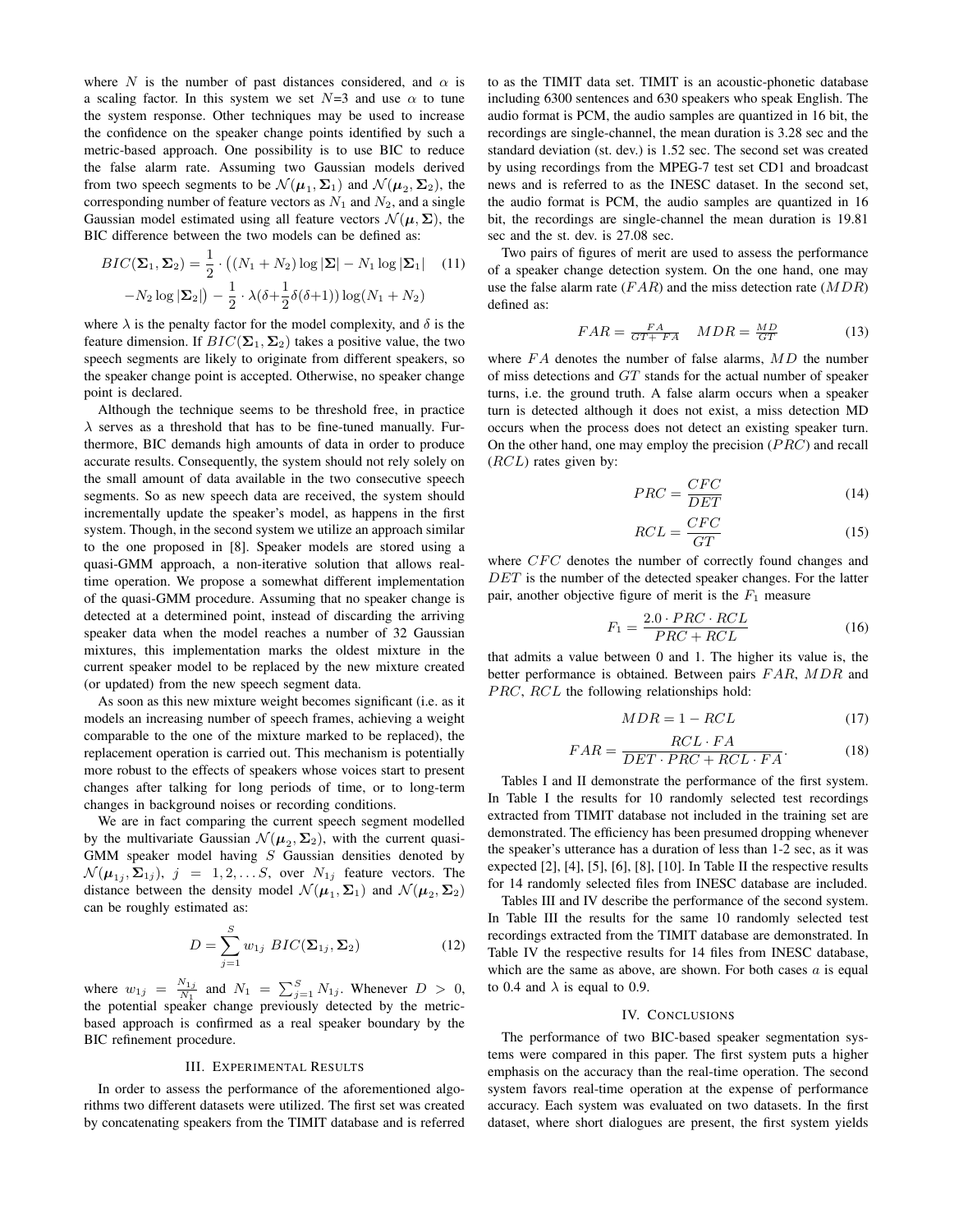where $N$ is the number of past distances considered, and $\alpha$ is a scaling factor. In this system we set $N$=3 and use $\alpha$ to tune the system response. Other techniques may be used to increase the confidence on the speaker change points identified by such a metric-based approach. One possibility is to use BIC to reduce the false alarm rate. Assuming two Gaussian models derived from two speech segments to be $\mathcal{N}(\boldsymbol{\mu}_1, \boldsymbol{\Sigma}_1)$ and $\mathcal{N}(\boldsymbol{\mu}_2, \boldsymbol{\Sigma}_2)$, the corresponding number of feature vectors as $N_1$ and $N_2$, and a single Gaussian model estimated using all feature vectors $\mathcal{N}(\boldsymbol{\mu}, \boldsymbol{\Sigma})$, the BIC difference between the two models can be defined as:

$$BIC(\boldsymbol{\Sigma}_1, \boldsymbol{\Sigma}_2) = \frac{1}{2} \cdot \big((N_1 + N_2) \log |\boldsymbol{\Sigma}| - N_1 \log |\boldsymbol{\Sigma}_1| - N_2 \log |\boldsymbol{\Sigma}_2|\big) - \frac{1}{2} \cdot \lambda(\delta + \frac{1}{2}\delta(\delta+1)) \log(N_1 + N_2) \quad (11)$$

where $\lambda$ is the penalty factor for the model complexity, and $\delta$ is the feature dimension. If $BIC(\boldsymbol{\Sigma}_1, \boldsymbol{\Sigma}_2)$ takes a positive value, the two speech segments are likely to originate from different speakers, so the speaker change point is accepted. Otherwise, no speaker change point is declared.

Although the technique seems to be threshold free, in practice $\lambda$ serves as a threshold that has to be fine-tuned manually. Furthermore, BIC demands high amounts of data in order to produce accurate results. Consequently, the system should not rely solely on the small amount of data available in the two consecutive speech segments. So as new speech data are received, the system should incrementally update the speaker's model, as happens in the first system. Though, in the second system we utilize an approach similar to the one proposed in [8]. Speaker models are stored using a quasi-GMM approach, a non-iterative solution that allows real-time operation. We propose a somewhat different implementation of the quasi-GMM procedure. Assuming that no speaker change is detected at a determined point, instead of discarding the arriving speaker data when the model reaches a number of 32 Gaussian mixtures, this implementation marks the oldest mixture in the current speaker model to be replaced by the new mixture created (or updated) from the new speech segment data.

As soon as this new mixture weight becomes significant (i.e. as it models an increasing number of speech frames, achieving a weight comparable to the one of the mixture marked to be replaced), the replacement operation is carried out. This mechanism is potentially more robust to the effects of speakers whose voices start to present changes after talking for long periods of time, or to long-term changes in background noises or recording conditions.

We are in fact comparing the current speech segment modelled by the multivariate Gaussian $\mathcal{N}(\boldsymbol{\mu}_2, \boldsymbol{\Sigma}_2)$, with the current quasi-GMM speaker model having $S$ Gaussian densities denoted by $\mathcal{N}(\boldsymbol{\mu}_{1j}, \boldsymbol{\Sigma}_{1j})$, $j = 1, 2, \ldots S$, over $N_{1j}$ feature vectors. The distance between the density model $\mathcal{N}(\boldsymbol{\mu}_1, \boldsymbol{\Sigma}_1)$ and $\mathcal{N}(\boldsymbol{\mu}_2, \boldsymbol{\Sigma}_2)$ can be roughly estimated as:

$$D = \sum_{j=1}^{S} w_{1j} \ BIC(\boldsymbol{\Sigma}_{1j}, \boldsymbol{\Sigma}_2) \quad (12)$$

where $w_{1j} = \frac{N_{1j}}{N_1}$ and $N_1 = \sum_{j=1}^{S} N_{1j}$. Whenever $D > 0$, the potential speaker change previously detected by the metric-based approach is confirmed as a real speaker boundary by the BIC refinement procedure.

## III. Experimental Results

In order to assess the performance of the aforementioned algorithms two different datasets were utilized. The first set was created by concatenating speakers from the TIMIT database and is referred to as the TIMIT data set. TIMIT is an acoustic-phonetic database including 6300 sentences and 630 speakers who speak English. The audio format is PCM, the audio samples are quantized in 16 bit, the recordings are single-channel, the mean duration is 3.28 sec and the standard deviation (st. dev.) is 1.52 sec. The second set was created by using recordings from the MPEG-7 test set CD1 and broadcast news and is referred to as the INESC dataset. In the second set, the audio format is PCM, the audio samples are quantized in 16 bit, the recordings are single-channel the mean duration is 19.81 sec and the st. dev. is 27.08 sec.

Two pairs of figures of merit are used to assess the performance of a speaker change detection system. On the one hand, one may use the false alarm rate ($FAR$) and the miss detection rate ($MDR$) defined as:

$$FAR = \frac{FA}{GT + FA} \quad MDR = \frac{MD}{GT} \quad (13)$$

where $FA$ denotes the number of false alarms, $MD$ the number of miss detections and $GT$ stands for the actual number of speaker turns, i.e. the ground truth. A false alarm occurs when a speaker turn is detected although it does not exist, a miss detection MD occurs when the process does not detect an existing speaker turn. On the other hand, one may employ the precision ($PRC$) and recall ($RCL$) rates given by:

$$PRC = \frac{CFC}{DET} \quad (14)$$

$$RCL = \frac{CFC}{GT} \quad (15)$$

where $CFC$ denotes the number of correctly found changes and $DET$ is the number of the detected speaker changes. For the latter pair, another objective figure of merit is the $F_1$ measure

$$F_1 = \frac{2.0 \cdot PRC \cdot RCL}{PRC + RCL} \quad (16)$$

that admits a value between 0 and 1. The higher its value is, the better performance is obtained. Between pairs $FAR$, $MDR$ and $PRC$, $RCL$ the following relationships hold:

$$MDR = 1 - RCL \quad (17)$$

$$FAR = \frac{RCL \cdot FA}{DET \cdot PRC + RCL \cdot FA}. \quad (18)$$

Tables I and II demonstrate the performance of the first system. In Table I the results for 10 randomly selected test recordings extracted from TIMIT database not included in the training set are demonstrated. The efficiency has been presumed dropping whenever the speaker's utterance has a duration of less than 1-2 sec, as it was expected [2], [4], [5], [6], [8], [10]. In Table II the respective results for 14 randomly selected files from INESC database are included.

Tables III and IV describe the performance of the second system. In Table III the results for the same 10 randomly selected test recordings extracted from the TIMIT database are demonstrated. In Table IV the respective results for 14 files from INESC database, which are the same as above, are shown. For both cases $a$ is equal to 0.4 and $\lambda$ is equal to 0.9.

## IV. Conclusions

The performance of two BIC-based speaker segmentation systems were compared in this paper. The first system puts a higher emphasis on the accuracy than the real-time operation. The second system favors real-time operation at the expense of performance accuracy. Each system was evaluated on two datasets. In the first dataset, where short dialogues are present, the first system yields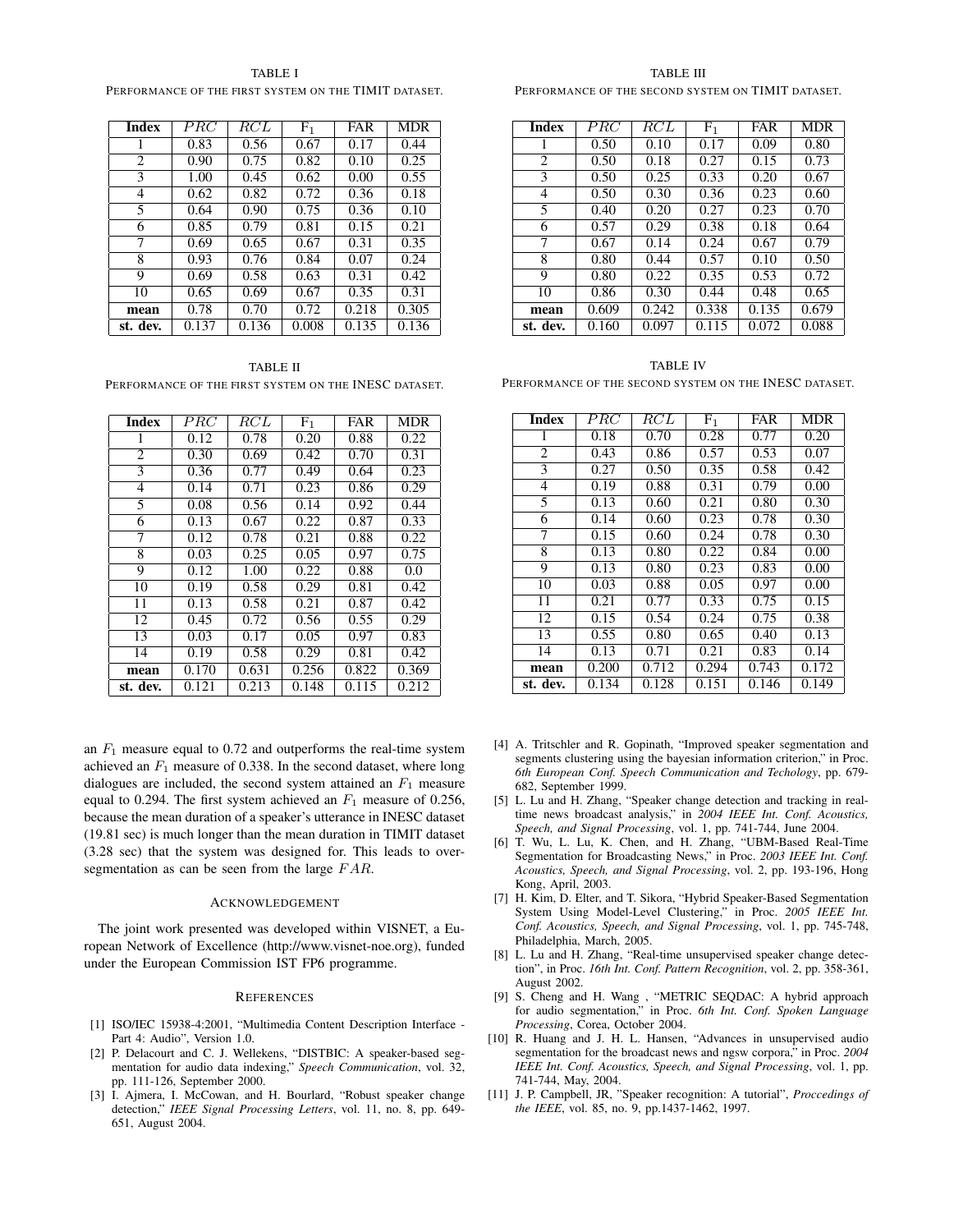TABLE I

PERFORMANCE OF THE FIRST SYSTEM ON THE TIMIT DATASET.

| **Index** | $PRC$ | $RCL$ | $F_1$ | FAR | MDR |
|---|---|---|---|---|---|
| 1 | 0.83 | 0.56 | 0.67 | 0.17 | 0.44 |
| 2 | 0.90 | 0.75 | 0.82 | 0.10 | 0.25 |
| 3 | 1.00 | 0.45 | 0.62 | 0.00 | 0.55 |
| 4 | 0.62 | 0.82 | 0.72 | 0.36 | 0.18 |
| 5 | 0.64 | 0.90 | 0.75 | 0.36 | 0.10 |
| 6 | 0.85 | 0.79 | 0.81 | 0.15 | 0.21 |
| 7 | 0.69 | 0.65 | 0.67 | 0.31 | 0.35 |
| 8 | 0.93 | 0.76 | 0.84 | 0.07 | 0.24 |
| 9 | 0.69 | 0.58 | 0.63 | 0.31 | 0.42 |
| 10 | 0.65 | 0.69 | 0.67 | 0.35 | 0.31 |
| **mean** | 0.78 | 0.70 | 0.72 | 0.218 | 0.305 |
| **st. dev.** | 0.137 | 0.136 | 0.008 | 0.135 | 0.136 |

TABLE II

PERFORMANCE OF THE FIRST SYSTEM ON THE INESC DATASET.

| **Index** | $PRC$ | $RCL$ | $F_1$ | FAR | MDR |
|---|---|---|---|---|---|
| 1 | 0.12 | 0.78 | 0.20 | 0.88 | 0.22 |
| 2 | 0.30 | 0.69 | 0.42 | 0.70 | 0.31 |
| 3 | 0.36 | 0.77 | 0.49 | 0.64 | 0.23 |
| 4 | 0.14 | 0.71 | 0.23 | 0.86 | 0.29 |
| 5 | 0.08 | 0.56 | 0.14 | 0.92 | 0.44 |
| 6 | 0.13 | 0.67 | 0.22 | 0.87 | 0.33 |
| 7 | 0.12 | 0.78 | 0.21 | 0.88 | 0.22 |
| 8 | 0.03 | 0.25 | 0.05 | 0.97 | 0.75 |
| 9 | 0.12 | 1.00 | 0.22 | 0.88 | 0.0 |
| 10 | 0.19 | 0.58 | 0.29 | 0.81 | 0.42 |
| 11 | 0.13 | 0.58 | 0.21 | 0.87 | 0.42 |
| 12 | 0.45 | 0.72 | 0.56 | 0.55 | 0.29 |
| 13 | 0.03 | 0.17 | 0.05 | 0.97 | 0.83 |
| 14 | 0.19 | 0.58 | 0.29 | 0.81 | 0.42 |
| **mean** | 0.170 | 0.631 | 0.256 | 0.822 | 0.369 |
| **st. dev.** | 0.121 | 0.213 | 0.148 | 0.115 | 0.212 |

TABLE III

PERFORMANCE OF THE SECOND SYSTEM ON TIMIT DATASET.

| **Index** | $PRC$ | $RCL$ | $F_1$ | FAR | MDR |
|---|---|---|---|---|---|
| 1 | 0.50 | 0.10 | 0.17 | 0.09 | 0.80 |
| 2 | 0.50 | 0.18 | 0.27 | 0.15 | 0.73 |
| 3 | 0.50 | 0.25 | 0.33 | 0.20 | 0.67 |
| 4 | 0.50 | 0.30 | 0.36 | 0.23 | 0.60 |
| 5 | 0.40 | 0.20 | 0.27 | 0.23 | 0.70 |
| 6 | 0.57 | 0.29 | 0.38 | 0.18 | 0.64 |
| 7 | 0.67 | 0.14 | 0.24 | 0.67 | 0.79 |
| 8 | 0.80 | 0.44 | 0.57 | 0.10 | 0.50 |
| 9 | 0.80 | 0.22 | 0.35 | 0.53 | 0.72 |
| 10 | 0.86 | 0.30 | 0.44 | 0.48 | 0.65 |
| **mean** | 0.609 | 0.242 | 0.338 | 0.135 | 0.679 |
| **st. dev.** | 0.160 | 0.097 | 0.115 | 0.072 | 0.088 |

TABLE IV

PERFORMANCE OF THE SECOND SYSTEM ON THE INESC DATASET.

| **Index** | $PRC$ | $RCL$ | $F_1$ | FAR | MDR |
|---|---|---|---|---|---|
| 1 | 0.18 | 0.70 | 0.28 | 0.77 | 0.20 |
| 2 | 0.43 | 0.86 | 0.57 | 0.53 | 0.07 |
| 3 | 0.27 | 0.50 | 0.35 | 0.58 | 0.42 |
| 4 | 0.19 | 0.88 | 0.31 | 0.79 | 0.00 |
| 5 | 0.13 | 0.60 | 0.21 | 0.80 | 0.30 |
| 6 | 0.14 | 0.60 | 0.23 | 0.78 | 0.30 |
| 7 | 0.15 | 0.60 | 0.24 | 0.78 | 0.30 |
| 8 | 0.13 | 0.80 | 0.22 | 0.84 | 0.00 |
| 9 | 0.13 | 0.80 | 0.23 | 0.83 | 0.00 |
| 10 | 0.03 | 0.88 | 0.05 | 0.97 | 0.00 |
| 11 | 0.21 | 0.77 | 0.33 | 0.75 | 0.15 |
| 12 | 0.15 | 0.54 | 0.24 | 0.75 | 0.38 |
| 13 | 0.55 | 0.80 | 0.65 | 0.40 | 0.13 |
| 14 | 0.13 | 0.71 | 0.21 | 0.83 | 0.14 |
| **mean** | 0.200 | 0.712 | 0.294 | 0.743 | 0.172 |
| **st. dev.** | 0.134 | 0.128 | 0.151 | 0.146 | 0.149 |

an $F_1$ measure equal to 0.72 and outperforms the real-time system achieved an $F_1$ measure of 0.338. In the second dataset, where long dialogues are included, the second system attained an $F_1$ measure equal to 0.294. The first system achieved an $F_1$ measure of 0.256, because the mean duration of a speaker's utterance in INESC dataset (19.81 sec) is much longer than the mean duration in TIMIT dataset (3.28 sec) that the system was designed for. This leads to over-segmentation as can be seen from the large $FAR$.

## ACKNOWLEDGEMENT

The joint work presented was developed within VISNET, a European Network of Excellence (http://www.visnet-noe.org), funded under the European Commission IST FP6 programme.

## REFERENCES

[1] ISO/IEC 15938-4:2001, "Multimedia Content Description Interface - Part 4: Audio", Version 1.0.

[2] P. Delacourt and C. J. Wellekens, "DISTBIC: A speaker-based segmentation for audio data indexing," *Speech Communication*, vol. 32, pp. 111-126, September 2000.

[3] I. Ajmera, I. McCowan, and H. Bourlard, "Robust speaker change detection," *IEEE Signal Processing Letters*, vol. 11, no. 8, pp. 649-651, August 2004.

[4] A. Tritschler and R. Gopinath, "Improved speaker segmentation and segments clustering using the bayesian information criterion," in Proc. *6th European Conf. Speech Communication and Techology*, pp. 679-682, September 1999.

[5] L. Lu and H. Zhang, "Speaker change detection and tracking in real-time news broadcast analysis," in *2004 IEEE Int. Conf. Acoustics, Speech, and Signal Processing*, vol. 1, pp. 741-744, June 2004.

[6] T. Wu, L. Lu, K. Chen, and H. Zhang, "UBM-Based Real-Time Segmentation for Broadcasting News," in Proc. *2003 IEEE Int. Conf. Acoustics, Speech, and Signal Processing*, vol. 2, pp. 193-196, Hong Kong, April, 2003.

[7] H. Kim, D. Elter, and T. Sikora, "Hybrid Speaker-Based Segmentation System Using Model-Level Clustering," in Proc. *2005 IEEE Int. Conf. Acoustics, Speech, and Signal Processing*, vol. 1, pp. 745-748, Philadelphia, March, 2005.

[8] L. Lu and H. Zhang, "Real-time unsupervised speaker change detection", in Proc. *16th Int. Conf. Pattern Recognition*, vol. 2, pp. 358-361, August 2002.

[9] S. Cheng and H. Wang , "METRIC SEQDAC: A hybrid approach for audio segmentation," in Proc. *6th Int. Conf. Spoken Language Processing*, Corea, October 2004.

[10] R. Huang and J. H. L. Hansen, "Advances in unsupervised audio segmentation for the broadcast news and ngsw corpora," in Proc. *2004 IEEE Int. Conf. Acoustics, Speech, and Signal Processing*, vol. 1, pp. 741-744, May, 2004.

[11] J. P. Campbell, JR, "Speaker recognition: A tutorial", *Proccedings of the IEEE*, vol. 85, no. 9, pp.1437-1462, 1997.